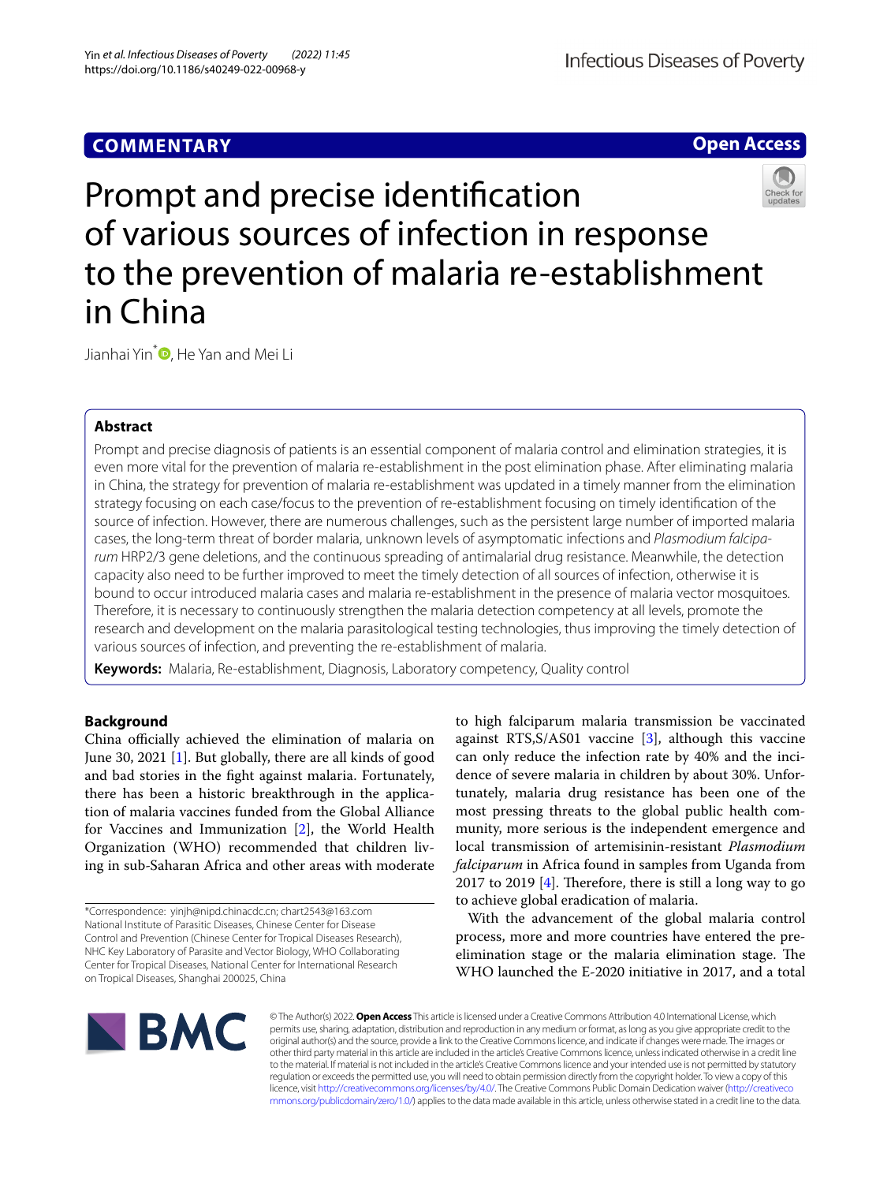COMMENTARY

Open Access

# Prompt and precise identification of various sources of infection in response to the prevention of malaria re-establishment in China

Jianhai Yin*, He Yan and Mei Li

## Abstract

Prompt and precise diagnosis of patients is an essential component of malaria control and elimination strategies, it is even more vital for the prevention of malaria re-establishment in the post elimination phase. After eliminating malaria in China, the strategy for prevention of malaria re-establishment was updated in a timely manner from the elimination strategy focusing on each case/focus to the prevention of re-establishment focusing on timely identification of the source of infection. However, there are numerous challenges, such as the persistent large number of imported malaria cases, the long-term threat of border malaria, unknown levels of asymptomatic infections and *Plasmodium falciparum* HRP2/3 gene deletions, and the continuous spreading of antimalarial drug resistance. Meanwhile, the detection capacity also need to be further improved to meet the timely detection of all sources of infection, otherwise it is bound to occur introduced malaria cases and malaria re-establishment in the presence of malaria vector mosquitoes. Therefore, it is necessary to continuously strengthen the malaria detection competency at all levels, promote the research and development on the malaria parasitological testing technologies, thus improving the timely detection of various sources of infection, and preventing the re-establishment of malaria.

**Keywords:** Malaria, Re-establishment, Diagnosis, Laboratory competency, Quality control

## Background

China officially achieved the elimination of malaria on June 30, 2021 [1]. But globally, there are all kinds of good and bad stories in the fight against malaria. Fortunately, there has been a historic breakthrough in the application of malaria vaccines funded from the Global Alliance for Vaccines and Immunization [2], the World Health Organization (WHO) recommended that children living in sub-Saharan Africa and other areas with moderate to high falciparum malaria transmission be vaccinated against RTS,S/AS01 vaccine [3], although this vaccine can only reduce the infection rate by 40% and the incidence of severe malaria in children by about 30%. Unfortunately, malaria drug resistance has been one of the most pressing threats to the global public health community, more serious is the independent emergence and local transmission of artemisinin-resistant *Plasmodium falciparum* in Africa found in samples from Uganda from 2017 to 2019 [4]. Therefore, there is still a long way to go to achieve global eradication of malaria.

With the advancement of the global malaria control process, more and more countries have entered the pre-elimination stage or the malaria elimination stage. The WHO launched the E-2020 initiative in 2017, and a total

*Correspondence: yinjh@nipd.chinacdc.cn; chart2543@163.com
National Institute of Parasitic Diseases, Chinese Center for Disease Control and Prevention (Chinese Center for Tropical Diseases Research), NHC Key Laboratory of Parasite and Vector Biology, WHO Collaborating Center for Tropical Diseases, National Center for International Research on Tropical Diseases, Shanghai 200025, China

© The Author(s) 2022. **Open Access** This article is licensed under a Creative Commons Attribution 4.0 International License, which permits use, sharing, adaptation, distribution and reproduction in any medium or format, as long as you give appropriate credit to the original author(s) and the source, provide a link to the Creative Commons licence, and indicate if changes were made. The images or other third party material in this article are included in the article's Creative Commons licence, unless indicated otherwise in a credit line to the material. If material is not included in the article's Creative Commons licence and your intended use is not permitted by statutory regulation or exceeds the permitted use, you will need to obtain permission directly from the copyright holder. To view a copy of this licence, visit http://creativecommons.org/licenses/by/4.0/. The Creative Commons Public Domain Dedication waiver (http://creativecommons.org/publicdomain/zero/1.0/) applies to the data made available in this article, unless otherwise stated in a credit line to the data.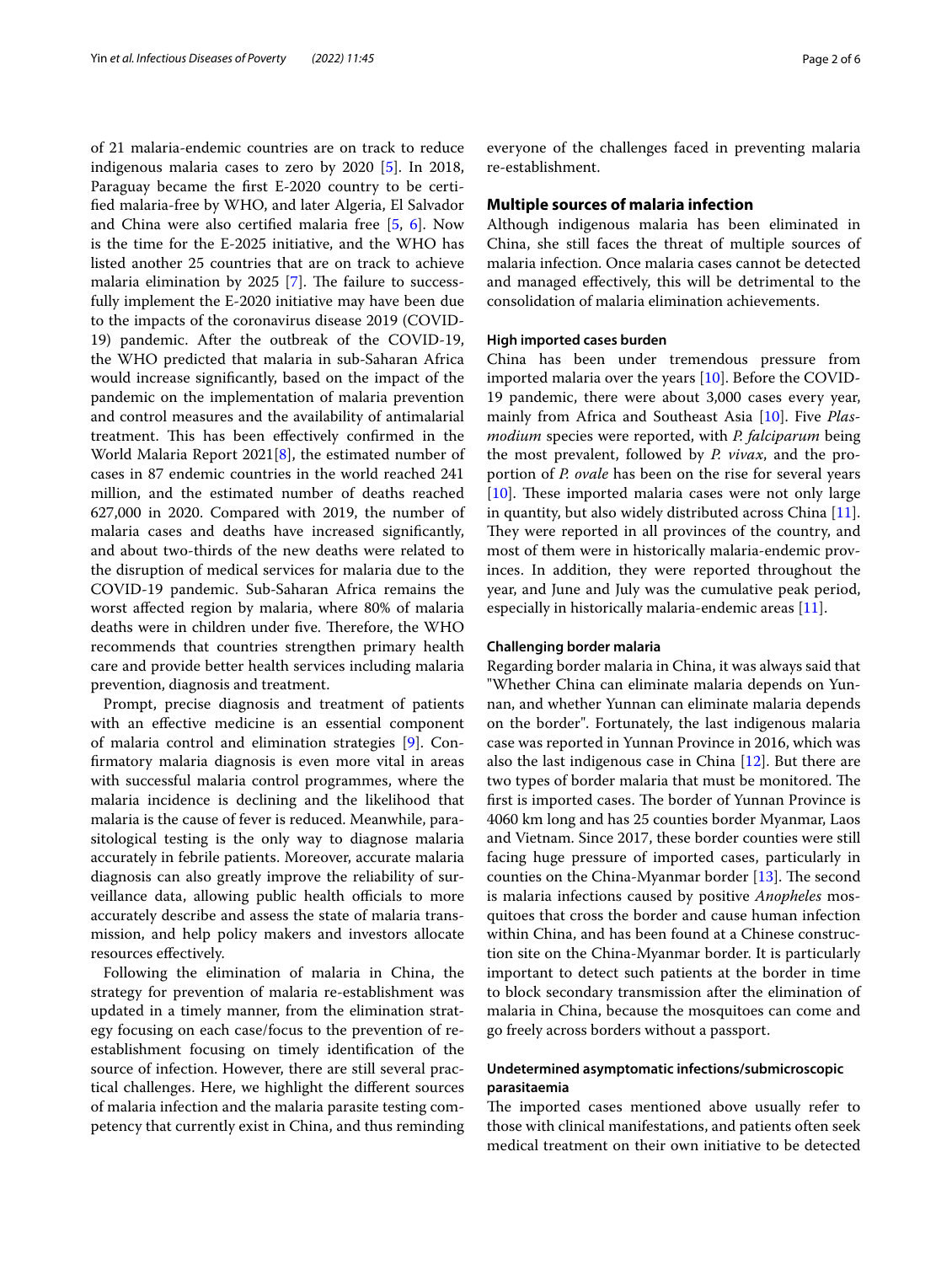of 21 malaria-endemic countries are on track to reduce indigenous malaria cases to zero by 2020 [5]. In 2018, Paraguay became the first E-2020 country to be certified malaria-free by WHO, and later Algeria, El Salvador and China were also certified malaria free [5, 6]. Now is the time for the E-2025 initiative, and the WHO has listed another 25 countries that are on track to achieve malaria elimination by 2025 [7]. The failure to successfully implement the E-2020 initiative may have been due to the impacts of the coronavirus disease 2019 (COVID-19) pandemic. After the outbreak of the COVID-19, the WHO predicted that malaria in sub-Saharan Africa would increase significantly, based on the impact of the pandemic on the implementation of malaria prevention and control measures and the availability of antimalarial treatment. This has been effectively confirmed in the World Malaria Report 2021[8], the estimated number of cases in 87 endemic countries in the world reached 241 million, and the estimated number of deaths reached 627,000 in 2020. Compared with 2019, the number of malaria cases and deaths have increased significantly, and about two-thirds of the new deaths were related to the disruption of medical services for malaria due to the COVID-19 pandemic. Sub-Saharan Africa remains the worst affected region by malaria, where 80% of malaria deaths were in children under five. Therefore, the WHO recommends that countries strengthen primary health care and provide better health services including malaria prevention, diagnosis and treatment.

Prompt, precise diagnosis and treatment of patients with an effective medicine is an essential component of malaria control and elimination strategies [9]. Confirmatory malaria diagnosis is even more vital in areas with successful malaria control programmes, where the malaria incidence is declining and the likelihood that malaria is the cause of fever is reduced. Meanwhile, parasitological testing is the only way to diagnose malaria accurately in febrile patients. Moreover, accurate malaria diagnosis can also greatly improve the reliability of surveillance data, allowing public health officials to more accurately describe and assess the state of malaria transmission, and help policy makers and investors allocate resources effectively.

Following the elimination of malaria in China, the strategy for prevention of malaria re-establishment was updated in a timely manner, from the elimination strategy focusing on each case/focus to the prevention of re-establishment focusing on timely identification of the source of infection. However, there are still several practical challenges. Here, we highlight the different sources of malaria infection and the malaria parasite testing competency that currently exist in China, and thus reminding everyone of the challenges faced in preventing malaria re-establishment.

## Multiple sources of malaria infection

Although indigenous malaria has been eliminated in China, she still faces the threat of multiple sources of malaria infection. Once malaria cases cannot be detected and managed effectively, this will be detrimental to the consolidation of malaria elimination achievements.

### High imported cases burden

China has been under tremendous pressure from imported malaria over the years [10]. Before the COVID-19 pandemic, there were about 3,000 cases every year, mainly from Africa and Southeast Asia [10]. Five *Plasmodium* species were reported, with *P. falciparum* being the most prevalent, followed by *P. vivax*, and the proportion of *P. ovale* has been on the rise for several years [10]. These imported malaria cases were not only large in quantity, but also widely distributed across China [11]. They were reported in all provinces of the country, and most of them were in historically malaria-endemic provinces. In addition, they were reported throughout the year, and June and July was the cumulative peak period, especially in historically malaria-endemic areas [11].

### Challenging border malaria

Regarding border malaria in China, it was always said that "Whether China can eliminate malaria depends on Yunnan, and whether Yunnan can eliminate malaria depends on the border". Fortunately, the last indigenous malaria case was reported in Yunnan Province in 2016, which was also the last indigenous case in China [12]. But there are two types of border malaria that must be monitored. The first is imported cases. The border of Yunnan Province is 4060 km long and has 25 counties border Myanmar, Laos and Vietnam. Since 2017, these border counties were still facing huge pressure of imported cases, particularly in counties on the China-Myanmar border [13]. The second is malaria infections caused by positive *Anopheles* mosquitoes that cross the border and cause human infection within China, and has been found at a Chinese construction site on the China-Myanmar border. It is particularly important to detect such patients at the border in time to block secondary transmission after the elimination of malaria in China, because the mosquitoes can come and go freely across borders without a passport.

### Undetermined asymptomatic infections/submicroscopic parasitaemia

The imported cases mentioned above usually refer to those with clinical manifestations, and patients often seek medical treatment on their own initiative to be detected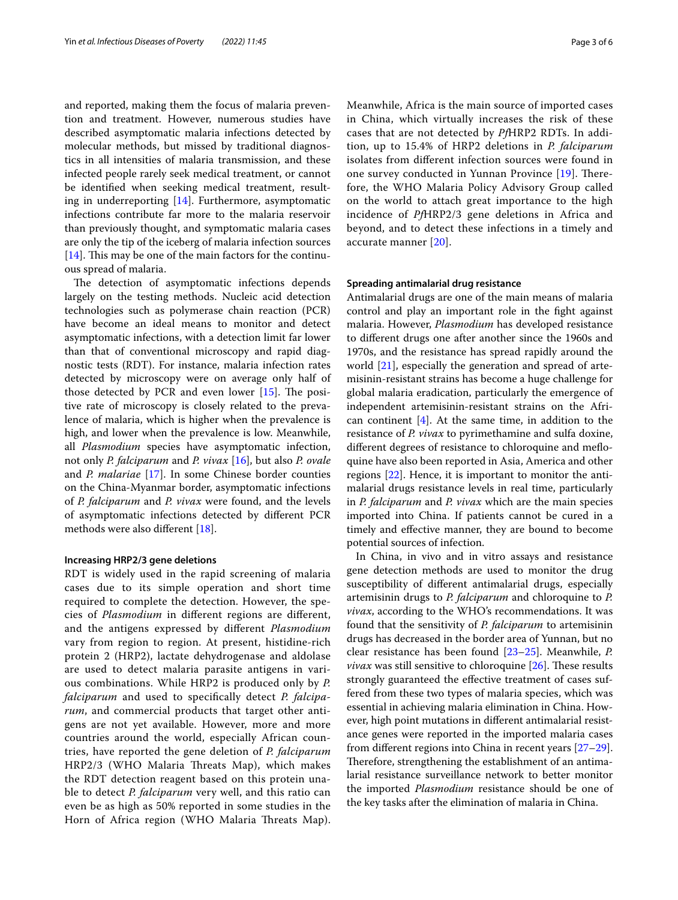and reported, making them the focus of malaria prevention and treatment. However, numerous studies have described asymptomatic malaria infections detected by molecular methods, but missed by traditional diagnostics in all intensities of malaria transmission, and these infected people rarely seek medical treatment, or cannot be identified when seeking medical treatment, resulting in underreporting [14]. Furthermore, asymptomatic infections contribute far more to the malaria reservoir than previously thought, and symptomatic malaria cases are only the tip of the iceberg of malaria infection sources [14]. This may be one of the main factors for the continuous spread of malaria.

The detection of asymptomatic infections depends largely on the testing methods. Nucleic acid detection technologies such as polymerase chain reaction (PCR) have become an ideal means to monitor and detect asymptomatic infections, with a detection limit far lower than that of conventional microscopy and rapid diagnostic tests (RDT). For instance, malaria infection rates detected by microscopy were on average only half of those detected by PCR and even lower [15]. The positive rate of microscopy is closely related to the prevalence of malaria, which is higher when the prevalence is high, and lower when the prevalence is low. Meanwhile, all *Plasmodium* species have asymptomatic infection, not only *P. falciparum* and *P. vivax* [16], but also *P. ovale* and *P. malariae* [17]. In some Chinese border counties on the China-Myanmar border, asymptomatic infections of *P. falciparum* and *P. vivax* were found, and the levels of asymptomatic infections detected by different PCR methods were also different [18].

### Increasing HRP2/3 gene deletions

RDT is widely used in the rapid screening of malaria cases due to its simple operation and short time required to complete the detection. However, the species of *Plasmodium* in different regions are different, and the antigens expressed by different *Plasmodium* vary from region to region. At present, histidine-rich protein 2 (HRP2), lactate dehydrogenase and aldolase are used to detect malaria parasite antigens in various combinations. While HRP2 is produced only by *P. falciparum* and used to specifically detect *P. falciparum*, and commercial products that target other antigens are not yet available. However, more and more countries around the world, especially African countries, have reported the gene deletion of *P. falciparum* HRP2/3 (WHO Malaria Threats Map), which makes the RDT detection reagent based on this protein unable to detect *P. falciparum* very well, and this ratio can even be as high as 50% reported in some studies in the Horn of Africa region (WHO Malaria Threats Map). Meanwhile, Africa is the main source of imported cases in China, which virtually increases the risk of these cases that are not detected by *Pf*HRP2 RDTs. In addition, up to 15.4% of HRP2 deletions in *P. falciparum* isolates from different infection sources were found in one survey conducted in Yunnan Province [19]. Therefore, the WHO Malaria Policy Advisory Group called on the world to attach great importance to the high incidence of *Pf*HRP2/3 gene deletions in Africa and beyond, and to detect these infections in a timely and accurate manner [20].

### Spreading antimalarial drug resistance

Antimalarial drugs are one of the main means of malaria control and play an important role in the fight against malaria. However, *Plasmodium* has developed resistance to different drugs one after another since the 1960s and 1970s, and the resistance has spread rapidly around the world [21], especially the generation and spread of artemisinin-resistant strains has become a huge challenge for global malaria eradication, particularly the emergence of independent artemisinin-resistant strains on the African continent [4]. At the same time, in addition to the resistance of *P. vivax* to pyrimethamine and sulfa doxine, different degrees of resistance to chloroquine and mefloquine have also been reported in Asia, America and other regions [22]. Hence, it is important to monitor the antimalarial drugs resistance levels in real time, particularly in *P. falciparum* and *P. vivax* which are the main species imported into China. If patients cannot be cured in a timely and effective manner, they are bound to become potential sources of infection.

In China, in vivo and in vitro assays and resistance gene detection methods are used to monitor the drug susceptibility of different antimalarial drugs, especially artemisinin drugs to *P. falciparum* and chloroquine to *P. vivax*, according to the WHO's recommendations. It was found that the sensitivity of *P. falciparum* to artemisinin drugs has decreased in the border area of Yunnan, but no clear resistance has been found [23–25]. Meanwhile, *P. vivax* was still sensitive to chloroquine [26]. These results strongly guaranteed the effective treatment of cases suffered from these two types of malaria species, which was essential in achieving malaria elimination in China. However, high point mutations in different antimalarial resistance genes were reported in the imported malaria cases from different regions into China in recent years [27–29]. Therefore, strengthening the establishment of an antimalarial resistance surveillance network to better monitor the imported *Plasmodium* resistance should be one of the key tasks after the elimination of malaria in China.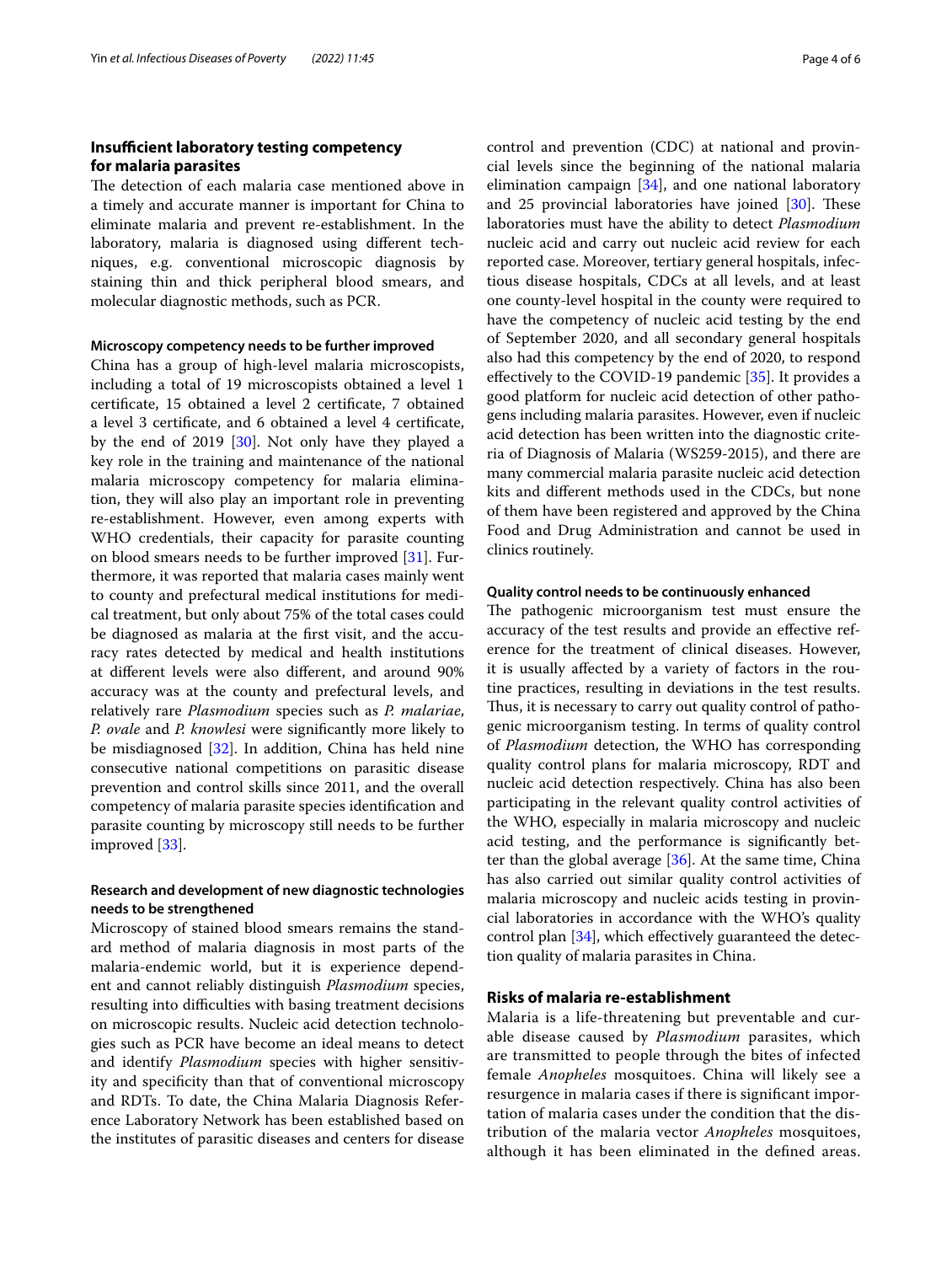## Insufficient laboratory testing competency for malaria parasites

The detection of each malaria case mentioned above in a timely and accurate manner is important for China to eliminate malaria and prevent re-establishment. In the laboratory, malaria is diagnosed using different techniques, e.g. conventional microscopic diagnosis by staining thin and thick peripheral blood smears, and molecular diagnostic methods, such as PCR.

### Microscopy competency needs to be further improved

China has a group of high-level malaria microscopists, including a total of 19 microscopists obtained a level 1 certificate, 15 obtained a level 2 certificate, 7 obtained a level 3 certificate, and 6 obtained a level 4 certificate, by the end of 2019 [30]. Not only have they played a key role in the training and maintenance of the national malaria microscopy competency for malaria elimination, they will also play an important role in preventing re-establishment. However, even among experts with WHO credentials, their capacity for parasite counting on blood smears needs to be further improved [31]. Furthermore, it was reported that malaria cases mainly went to county and prefectural medical institutions for medical treatment, but only about 75% of the total cases could be diagnosed as malaria at the first visit, and the accuracy rates detected by medical and health institutions at different levels were also different, and around 90% accuracy was at the county and prefectural levels, and relatively rare *Plasmodium* species such as *P. malariae*, *P. ovale* and *P. knowlesi* were significantly more likely to be misdiagnosed [32]. In addition, China has held nine consecutive national competitions on parasitic disease prevention and control skills since 2011, and the overall competency of malaria parasite species identification and parasite counting by microscopy still needs to be further improved [33].

### Research and development of new diagnostic technologies needs to be strengthened

Microscopy of stained blood smears remains the standard method of malaria diagnosis in most parts of the malaria-endemic world, but it is experience dependent and cannot reliably distinguish *Plasmodium* species, resulting into difficulties with basing treatment decisions on microscopic results. Nucleic acid detection technologies such as PCR have become an ideal means to detect and identify *Plasmodium* species with higher sensitivity and specificity than that of conventional microscopy and RDTs. To date, the China Malaria Diagnosis Reference Laboratory Network has been established based on the institutes of parasitic diseases and centers for disease control and prevention (CDC) at national and provincial levels since the beginning of the national malaria elimination campaign [34], and one national laboratory and 25 provincial laboratories have joined [30]. These laboratories must have the ability to detect *Plasmodium* nucleic acid and carry out nucleic acid review for each reported case. Moreover, tertiary general hospitals, infectious disease hospitals, CDCs at all levels, and at least one county-level hospital in the county were required to have the competency of nucleic acid testing by the end of September 2020, and all secondary general hospitals also had this competency by the end of 2020, to respond effectively to the COVID-19 pandemic [35]. It provides a good platform for nucleic acid detection of other pathogens including malaria parasites. However, even if nucleic acid detection has been written into the diagnostic criteria of Diagnosis of Malaria (WS259-2015), and there are many commercial malaria parasite nucleic acid detection kits and different methods used in the CDCs, but none of them have been registered and approved by the China Food and Drug Administration and cannot be used in clinics routinely.

### Quality control needs to be continuously enhanced

The pathogenic microorganism test must ensure the accuracy of the test results and provide an effective reference for the treatment of clinical diseases. However, it is usually affected by a variety of factors in the routine practices, resulting in deviations in the test results. Thus, it is necessary to carry out quality control of pathogenic microorganism testing. In terms of quality control of *Plasmodium* detection, the WHO has corresponding quality control plans for malaria microscopy, RDT and nucleic acid detection respectively. China has also been participating in the relevant quality control activities of the WHO, especially in malaria microscopy and nucleic acid testing, and the performance is significantly better than the global average [36]. At the same time, China has also carried out similar quality control activities of malaria microscopy and nucleic acids testing in provincial laboratories in accordance with the WHO's quality control plan [34], which effectively guaranteed the detection quality of malaria parasites in China.

## Risks of malaria re-establishment

Malaria is a life-threatening but preventable and curable disease caused by *Plasmodium* parasites, which are transmitted to people through the bites of infected female *Anopheles* mosquitoes. China will likely see a resurgence in malaria cases if there is significant importation of malaria cases under the condition that the distribution of the malaria vector *Anopheles* mosquitoes, although it has been eliminated in the defined areas.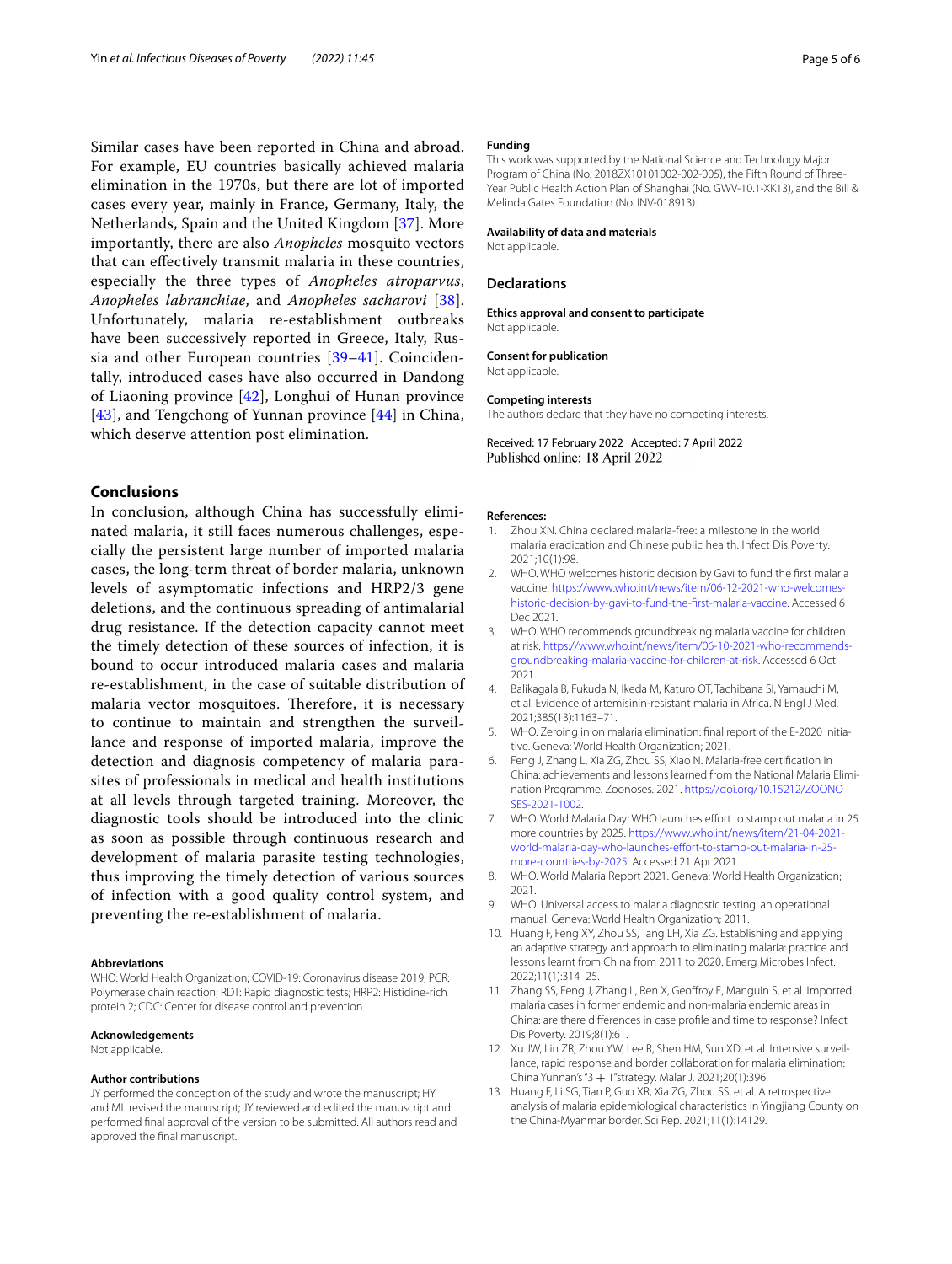Similar cases have been reported in China and abroad. For example, EU countries basically achieved malaria elimination in the 1970s, but there are lot of imported cases every year, mainly in France, Germany, Italy, the Netherlands, Spain and the United Kingdom [37]. More importantly, there are also *Anopheles* mosquito vectors that can effectively transmit malaria in these countries, especially the three types of *Anopheles atroparvus*, *Anopheles labranchiae*, and *Anopheles sacharovi* [38]. Unfortunately, malaria re-establishment outbreaks have been successively reported in Greece, Italy, Russia and other European countries [39–41]. Coincidentally, introduced cases have also occurred in Dandong of Liaoning province [42], Longhui of Hunan province [43], and Tengchong of Yunnan province [44] in China, which deserve attention post elimination.

## Conclusions

In conclusion, although China has successfully eliminated malaria, it still faces numerous challenges, especially the persistent large number of imported malaria cases, the long-term threat of border malaria, unknown levels of asymptomatic infections and HRP2/3 gene deletions, and the continuous spreading of antimalarial drug resistance. If the detection capacity cannot meet the timely detection of these sources of infection, it is bound to occur introduced malaria cases and malaria re-establishment, in the case of suitable distribution of malaria vector mosquitoes. Therefore, it is necessary to continue to maintain and strengthen the surveillance and response of imported malaria, improve the detection and diagnosis competency of malaria parasites of professionals in medical and health institutions at all levels through targeted training. Moreover, the diagnostic tools should be introduced into the clinic as soon as possible through continuous research and development of malaria parasite testing technologies, thus improving the timely detection of various sources of infection with a good quality control system, and preventing the re-establishment of malaria.

### Abbreviations

WHO: World Health Organization; COVID-19: Coronavirus disease 2019; PCR: Polymerase chain reaction; RDT: Rapid diagnostic tests; HRP2: Histidine-rich protein 2; CDC: Center for disease control and prevention.

### Acknowledgements

Not applicable.

### Author contributions

JY performed the conception of the study and wrote the manuscript; HY and ML revised the manuscript; JY reviewed and edited the manuscript and performed final approval of the version to be submitted. All authors read and approved the final manuscript.

### Funding

This work was supported by the National Science and Technology Major Program of China (No. 2018ZX10101002-002-005), the Fifth Round of Three-Year Public Health Action Plan of Shanghai (No. GWV-10.1-XK13), and the Bill & Melinda Gates Foundation (No. INV-018913).

### Availability of data and materials

Not applicable.

## Declarations

### Ethics approval and consent to participate

Not applicable.

### Consent for publication

Not applicable.

### Competing interests

The authors declare that they have no competing interests.

Received: 17 February 2022 Accepted: 7 April 2022
Published online: 18 April 2022

### References:

1. Zhou XN. China declared malaria-free: a milestone in the world malaria eradication and Chinese public health. Infect Dis Poverty. 2021;10(1):98.
2. WHO. WHO welcomes historic decision by Gavi to fund the first malaria vaccine. https://www.who.int/news/item/06-12-2021-who-welcomes-historic-decision-by-gavi-to-fund-the-first-malaria-vaccine. Accessed 6 Dec 2021.
3. WHO. WHO recommends groundbreaking malaria vaccine for children at risk. https://www.who.int/news/item/06-10-2021-who-recommends-groundbreaking-malaria-vaccine-for-children-at-risk. Accessed 6 Oct 2021.
4. Balikagala B, Fukuda N, Ikeda M, Katuro OT, Tachibana SI, Yamauchi M, et al. Evidence of artemisinin-resistant malaria in Africa. N Engl J Med. 2021;385(13):1163–71.
5. WHO. Zeroing in on malaria elimination: final report of the E-2020 initiative. Geneva: World Health Organization; 2021.
6. Feng J, Zhang L, Xia ZG, Zhou SS, Xiao N. Malaria-free certification in China: achievements and lessons learned from the National Malaria Elimination Programme. Zoonoses. 2021. https://doi.org/10.15212/ZOONOSES-2021-1002.
7. WHO. World Malaria Day: WHO launches effort to stamp out malaria in 25 more countries by 2025. https://www.who.int/news/item/21-04-2021-world-malaria-day-who-launches-effort-to-stamp-out-malaria-in-25-more-countries-by-2025. Accessed 21 Apr 2021.
8. WHO. World Malaria Report 2021. Geneva: World Health Organization; 2021.
9. WHO. Universal access to malaria diagnostic testing: an operational manual. Geneva: World Health Organization; 2011.
10. Huang F, Feng XY, Zhou SS, Tang LH, Xia ZG. Establishing and applying an adaptive strategy and approach to eliminating malaria: practice and lessons learnt from China from 2011 to 2020. Emerg Microbes Infect. 2022;11(1):314–25.
11. Zhang SS, Feng J, Zhang L, Ren X, Geoffroy E, Manguin S, et al. Imported malaria cases in former endemic and non-malaria endemic areas in China: are there differences in case profile and time to response? Infect Dis Poverty. 2019;8(1):61.
12. Xu JW, Lin ZR, Zhou YW, Lee R, Shen HM, Sun XD, et al. Intensive surveillance, rapid response and border collaboration for malaria elimination: China Yunnan's "3 + 1"strategy. Malar J. 2021;20(1):396.
13. Huang F, Li SG, Tian P, Guo XR, Xia ZG, Zhou SS, et al. A retrospective analysis of malaria epidemiological characteristics in Yingjiang County on the China-Myanmar border. Sci Rep. 2021;11(1):14129.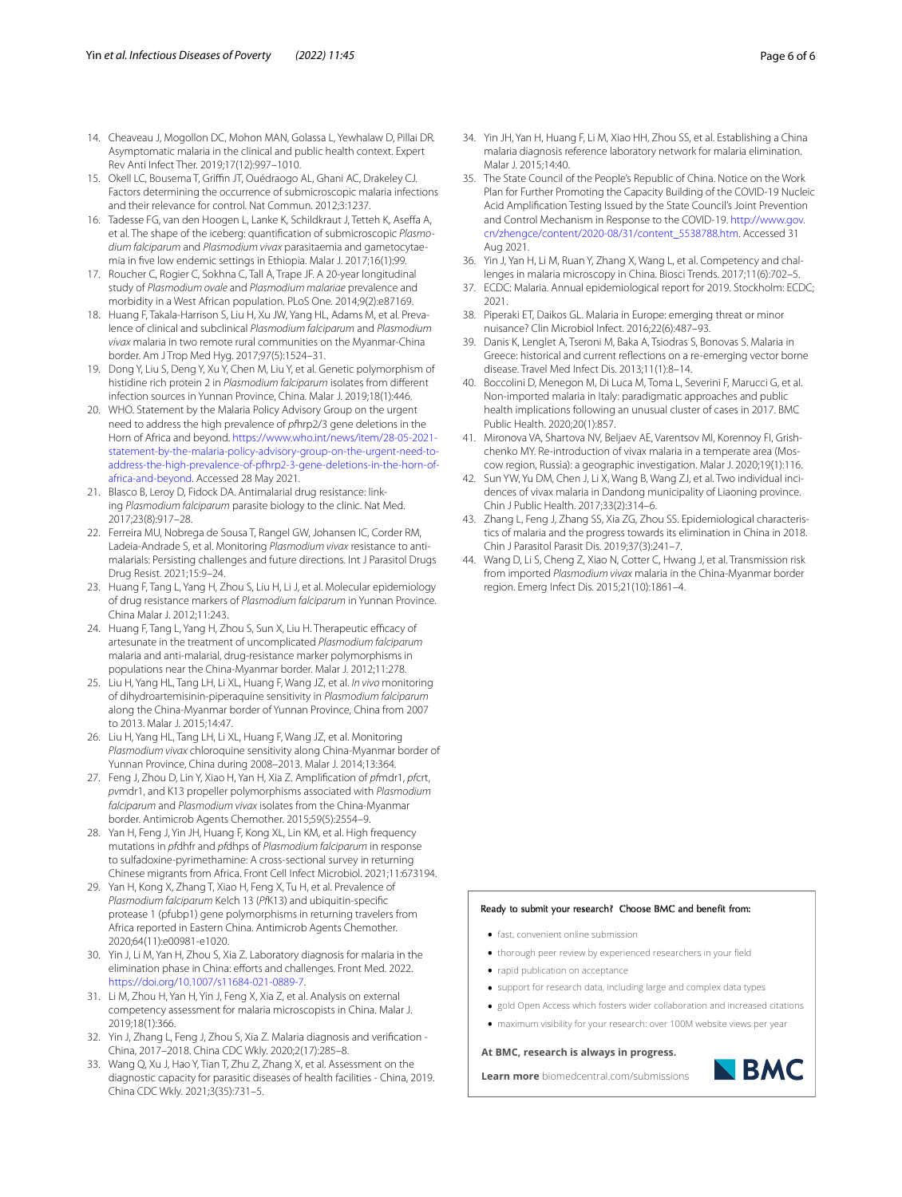14. Cheaveau J, Mogollon DC, Mohon MAN, Golassa L, Yewhalaw D, Pillai DR. Asymptomatic malaria in the clinical and public health context. Expert Rev Anti Infect Ther. 2019;17(12):997–1010.
15. Okell LC, Bousema T, Griffin JT, Ouédraogo AL, Ghani AC, Drakeley CJ. Factors determining the occurrence of submicroscopic malaria infections and their relevance for control. Nat Commun. 2012;3:1237.
16. Tadesse FG, van den Hoogen L, Lanke K, Schildkraut J, Tetteh K, Aseffa A, et al. The shape of the iceberg: quantification of submicroscopic *Plasmodium falciparum* and *Plasmodium vivax* parasitaemia and gametocytaemia in five low endemic settings in Ethiopia. Malar J. 2017;16(1):99.
17. Roucher C, Rogier C, Sokhna C, Tall A, Trape JF. A 20-year longitudinal study of *Plasmodium ovale* and *Plasmodium malariae* prevalence and morbidity in a West African population. PLoS One. 2014;9(2):e87169.
18. Huang F, Takala-Harrison S, Liu H, Xu JW, Yang HL, Adams M, et al. Prevalence of clinical and subclinical *Plasmodium falciparum* and *Plasmodium vivax* malaria in two remote rural communities on the Myanmar-China border. Am J Trop Med Hyg. 2017;97(5):1524–31.
19. Dong Y, Liu S, Deng Y, Xu Y, Chen M, Liu Y, et al. Genetic polymorphism of histidine rich protein 2 in *Plasmodium falciparum* isolates from different infection sources in Yunnan Province, China. Malar J. 2019;18(1):446.
20. WHO. Statement by the Malaria Policy Advisory Group on the urgent need to address the high prevalence of *pf*hrp2/3 gene deletions in the Horn of Africa and beyond. https://www.who.int/news/item/28-05-2021-statement-by-the-malaria-policy-advisory-group-on-the-urgent-need-to-address-the-high-prevalence-of-pfhrp2-3-gene-deletions-in-the-horn-of-africa-and-beyond. Accessed 28 May 2021.
21. Blasco B, Leroy D, Fidock DA. Antimalarial drug resistance: linking *Plasmodium falciparum* parasite biology to the clinic. Nat Med. 2017;23(8):917–28.
22. Ferreira MU, Nobrega de Sousa T, Rangel GW, Johansen IC, Corder RM, Ladeia-Andrade S, et al. Monitoring *Plasmodium vivax* resistance to antimalarials: Persisting challenges and future directions. Int J Parasitol Drugs Drug Resist. 2021;15:9–24.
23. Huang F, Tang L, Yang H, Zhou S, Liu H, Li J, et al. Molecular epidemiology of drug resistance markers of *Plasmodium falciparum* in Yunnan Province. China Malar J. 2012;11:243.
24. Huang F, Tang L, Yang H, Zhou S, Sun X, Liu H. Therapeutic efficacy of artesunate in the treatment of uncomplicated *Plasmodium falciparum* malaria and anti-malarial, drug-resistance marker polymorphisms in populations near the China-Myanmar border. Malar J. 2012;11:278.
25. Liu H, Yang HL, Tang LH, Li XL, Huang F, Wang JZ, et al. *In vivo* monitoring of dihydroartemisinin-piperaquine sensitivity in *Plasmodium falciparum* along the China-Myanmar border of Yunnan Province, China from 2007 to 2013. Malar J. 2015;14:47.
26. Liu H, Yang HL, Tang LH, Li XL, Huang F, Wang JZ, et al. Monitoring *Plasmodium vivax* chloroquine sensitivity along China-Myanmar border of Yunnan Province, China during 2008–2013. Malar J. 2014;13:364.
27. Feng J, Zhou D, Lin Y, Xiao H, Yan H, Xia Z. Amplification of *pf*mdr1, *pf*crt, *pv*mdr1, and K13 propeller polymorphisms associated with *Plasmodium falciparum* and *Plasmodium vivax* isolates from the China-Myanmar border. Antimicrob Agents Chemother. 2015;59(5):2554–9.
28. Yan H, Feng J, Yin JH, Huang F, Kong XL, Lin KM, et al. High frequency mutations in *pf*dhfr and *pf*dhps of *Plasmodium falciparum* in response to sulfadoxine-pyrimethamine: A cross-sectional survey in returning Chinese migrants from Africa. Front Cell Infect Microbiol. 2021;11:673194.
29. Yan H, Kong X, Zhang T, Xiao H, Feng X, Tu H, et al. Prevalence of *Plasmodium falciparum* Kelch 13 (*Pf*K13) and ubiquitin-specific protease 1 (pfubp1) gene polymorphisms in returning travelers from Africa reported in Eastern China. Antimicrob Agents Chemother. 2020;64(11):e00981-e1020.
30. Yin J, Li M, Yan H, Zhou S, Xia Z. Laboratory diagnosis for malaria in the elimination phase in China: efforts and challenges. Front Med. 2022. https://doi.org/10.1007/s11684-021-0889-7.
31. Li M, Zhou H, Yan H, Yin J, Feng X, Xia Z, et al. Analysis on external competency assessment for malaria microscopists in China. Malar J. 2019;18(1):366.
32. Yin J, Zhang L, Feng J, Zhou S, Xia Z. Malaria diagnosis and verification - China, 2017–2018. China CDC Wkly. 2020;2(17):285–8.
33. Wang Q, Xu J, Hao Y, Tian T, Zhu Z, Zhang X, et al. Assessment on the diagnostic capacity for parasitic diseases of health facilities - China, 2019. China CDC Wkly. 2021;3(35):731–5.
34. Yin JH, Yan H, Huang F, Li M, Xiao HH, Zhou SS, et al. Establishing a China malaria diagnosis reference laboratory network for malaria elimination. Malar J. 2015;14:40.
35. The State Council of the People's Republic of China. Notice on the Work Plan for Further Promoting the Capacity Building of the COVID-19 Nucleic Acid Amplification Testing Issued by the State Council's Joint Prevention and Control Mechanism in Response to the COVID-19. http://www.gov.cn/zhengce/content/2020-08/31/content_5538788.htm. Accessed 31 Aug 2021.
36. Yin J, Yan H, Li M, Ruan Y, Zhang X, Wang L, et al. Competency and challenges in malaria microscopy in China. Biosci Trends. 2017;11(6):702–5.
37. ECDC: Malaria. Annual epidemiological report for 2019. Stockholm: ECDC; 2021.
38. Piperaki ET, Daikos GL. Malaria in Europe: emerging threat or minor nuisance? Clin Microbiol Infect. 2016;22(6):487–93.
39. Danis K, Lenglet A, Tseroni M, Baka A, Tsiodras S, Bonovas S. Malaria in Greece: historical and current reflections on a re-emerging vector borne disease. Travel Med Infect Dis. 2013;11(1):8–14.
40. Boccolini D, Menegon M, Di Luca M, Toma L, Severini F, Marucci G, et al. Non-imported malaria in Italy: paradigmatic approaches and public health implications following an unusual cluster of cases in 2017. BMC Public Health. 2020;20(1):857.
41. Mironova VA, Shartova NV, Beljaev AE, Varentsov MI, Korennoy FI, Grishchenko MY. Re-introduction of vivax malaria in a temperate area (Moscow region, Russia): a geographic investigation. Malar J. 2020;19(1):116.
42. Sun YW, Yu DM, Chen J, Li X, Wang B, Wang ZJ, et al. Two individual incidences of vivax malaria in Dandong municipality of Liaoning province. Chin J Public Health. 2017;33(2):314–6.
43. Zhang L, Feng J, Zhang SS, Xia ZG, Zhou SS. Epidemiological characteristics of malaria and the progress towards its elimination in China in 2018. Chin J Parasitol Parasit Dis. 2019;37(3):241–7.
44. Wang D, Li S, Cheng Z, Xiao N, Cotter C, Hwang J, et al. Transmission risk from imported *Plasmodium vivax* malaria in the China-Myanmar border region. Emerg Infect Dis. 2015;21(10):1861–4.

Ready to submit your research? Choose BMC and benefit from:

- fast, convenient online submission
- thorough peer review by experienced researchers in your field
- rapid publication on acceptance
- support for research data, including large and complex data types
- gold Open Access which fosters wider collaboration and increased citations
- maximum visibility for your research: over 100M website views per year

**At BMC, research is always in progress.**

**Learn more** biomedcentral.com/submissions

BMC